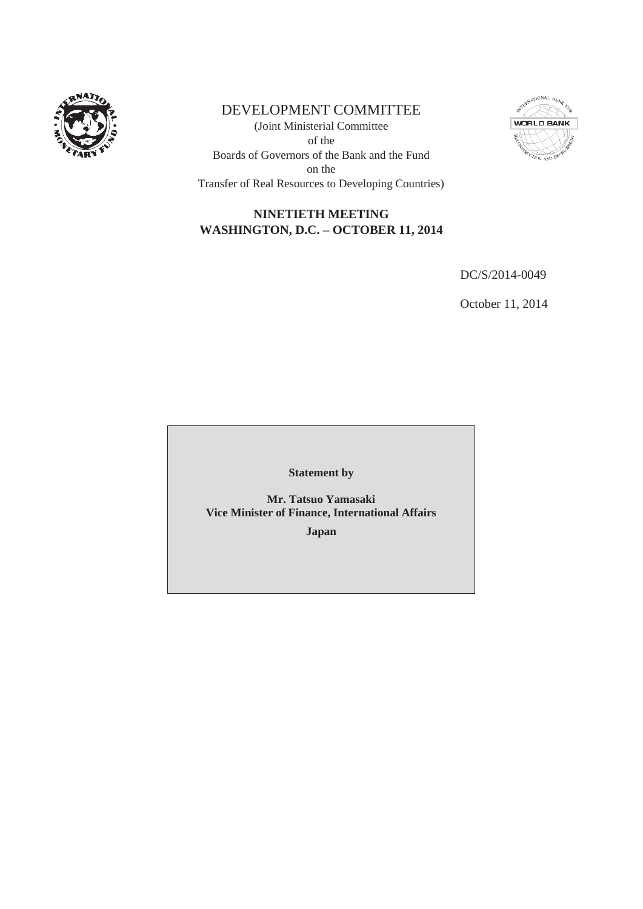# DEVELOPMENT COMMITTEE

(Joint Ministerial Committee
of the
Boards of Governors of the Bank and the Fund
on the
Transfer of Real Resources to Developing Countries)

## NINETIETH MEETING
## WASHINGTON, D.C. – OCTOBER 11, 2014

DC/S/2014-0049

October 11, 2014

**Statement by**

**Mr. Tatsuo Yamasaki**
**Vice Minister of Finance, International Affairs**

**Japan**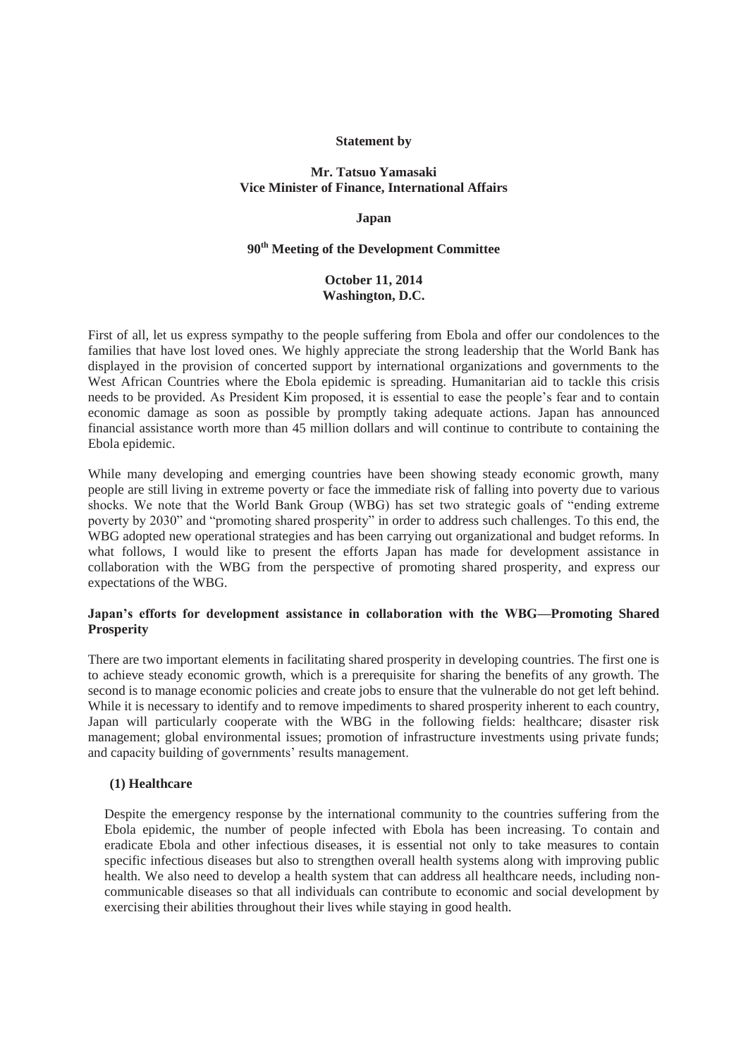**Statement by**

**Mr. Tatsuo Yamasaki**
**Vice Minister of Finance, International Affairs**

**Japan**

**90th Meeting of the Development Committee**

**October 11, 2014**
**Washington, D.C.**

First of all, let us express sympathy to the people suffering from Ebola and offer our condolences to the families that have lost loved ones. We highly appreciate the strong leadership that the World Bank has displayed in the provision of concerted support by international organizations and governments to the West African Countries where the Ebola epidemic is spreading. Humanitarian aid to tackle this crisis needs to be provided. As President Kim proposed, it is essential to ease the people's fear and to contain economic damage as soon as possible by promptly taking adequate actions. Japan has announced financial assistance worth more than 45 million dollars and will continue to contribute to containing the Ebola epidemic.

While many developing and emerging countries have been showing steady economic growth, many people are still living in extreme poverty or face the immediate risk of falling into poverty due to various shocks. We note that the World Bank Group (WBG) has set two strategic goals of "ending extreme poverty by 2030" and "promoting shared prosperity" in order to address such challenges. To this end, the WBG adopted new operational strategies and has been carrying out organizational and budget reforms. In what follows, I would like to present the efforts Japan has made for development assistance in collaboration with the WBG from the perspective of promoting shared prosperity, and express our expectations of the WBG.

**Japan's efforts for development assistance in collaboration with the WBG—Promoting Shared Prosperity**

There are two important elements in facilitating shared prosperity in developing countries. The first one is to achieve steady economic growth, which is a prerequisite for sharing the benefits of any growth. The second is to manage economic policies and create jobs to ensure that the vulnerable do not get left behind. While it is necessary to identify and to remove impediments to shared prosperity inherent to each country, Japan will particularly cooperate with the WBG in the following fields: healthcare; disaster risk management; global environmental issues; promotion of infrastructure investments using private funds; and capacity building of governments' results management.

**(1) Healthcare**

Despite the emergency response by the international community to the countries suffering from the Ebola epidemic, the number of people infected with Ebola has been increasing. To contain and eradicate Ebola and other infectious diseases, it is essential not only to take measures to contain specific infectious diseases but also to strengthen overall health systems along with improving public health. We also need to develop a health system that can address all healthcare needs, including non-communicable diseases so that all individuals can contribute to economic and social development by exercising their abilities throughout their lives while staying in good health.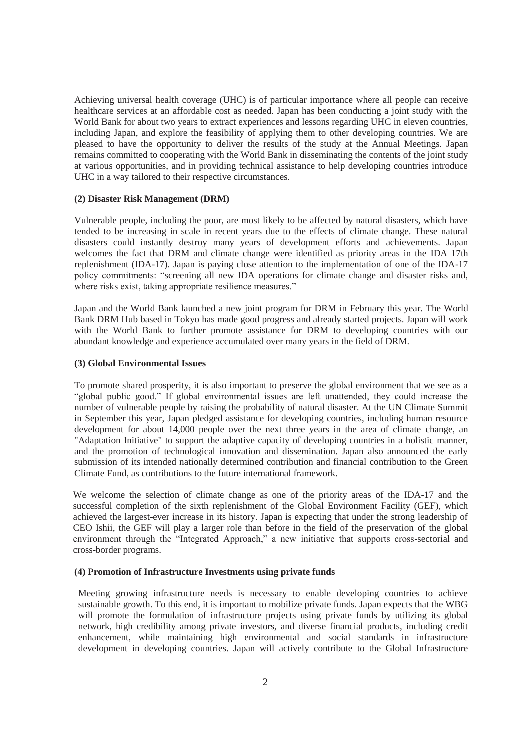Achieving universal health coverage (UHC) is of particular importance where all people can receive healthcare services at an affordable cost as needed. Japan has been conducting a joint study with the World Bank for about two years to extract experiences and lessons regarding UHC in eleven countries, including Japan, and explore the feasibility of applying them to other developing countries. We are pleased to have the opportunity to deliver the results of the study at the Annual Meetings. Japan remains committed to cooperating with the World Bank in disseminating the contents of the joint study at various opportunities, and in providing technical assistance to help developing countries introduce UHC in a way tailored to their respective circumstances.

**(2) Disaster Risk Management (DRM)**

Vulnerable people, including the poor, are most likely to be affected by natural disasters, which have tended to be increasing in scale in recent years due to the effects of climate change. These natural disasters could instantly destroy many years of development efforts and achievements. Japan welcomes the fact that DRM and climate change were identified as priority areas in the IDA 17th replenishment (IDA-17). Japan is paying close attention to the implementation of one of the IDA-17 policy commitments: "screening all new IDA operations for climate change and disaster risks and, where risks exist, taking appropriate resilience measures."

Japan and the World Bank launched a new joint program for DRM in February this year. The World Bank DRM Hub based in Tokyo has made good progress and already started projects. Japan will work with the World Bank to further promote assistance for DRM to developing countries with our abundant knowledge and experience accumulated over many years in the field of DRM.

**(3) Global Environmental Issues**

To promote shared prosperity, it is also important to preserve the global environment that we see as a "global public good." If global environmental issues are left unattended, they could increase the number of vulnerable people by raising the probability of natural disaster. At the UN Climate Summit in September this year, Japan pledged assistance for developing countries, including human resource development for about 14,000 people over the next three years in the area of climate change, an "Adaptation Initiative" to support the adaptive capacity of developing countries in a holistic manner, and the promotion of technological innovation and dissemination. Japan also announced the early submission of its intended nationally determined contribution and financial contribution to the Green Climate Fund, as contributions to the future international framework.

We welcome the selection of climate change as one of the priority areas of the IDA-17 and the successful completion of the sixth replenishment of the Global Environment Facility (GEF), which achieved the largest-ever increase in its history. Japan is expecting that under the strong leadership of CEO Ishii, the GEF will play a larger role than before in the field of the preservation of the global environment through the "Integrated Approach," a new initiative that supports cross-sectorial and cross-border programs.

**(4) Promotion of Infrastructure Investments using private funds**

Meeting growing infrastructure needs is necessary to enable developing countries to achieve sustainable growth. To this end, it is important to mobilize private funds. Japan expects that the WBG will promote the formulation of infrastructure projects using private funds by utilizing its global network, high credibility among private investors, and diverse financial products, including credit enhancement, while maintaining high environmental and social standards in infrastructure development in developing countries. Japan will actively contribute to the Global Infrastructure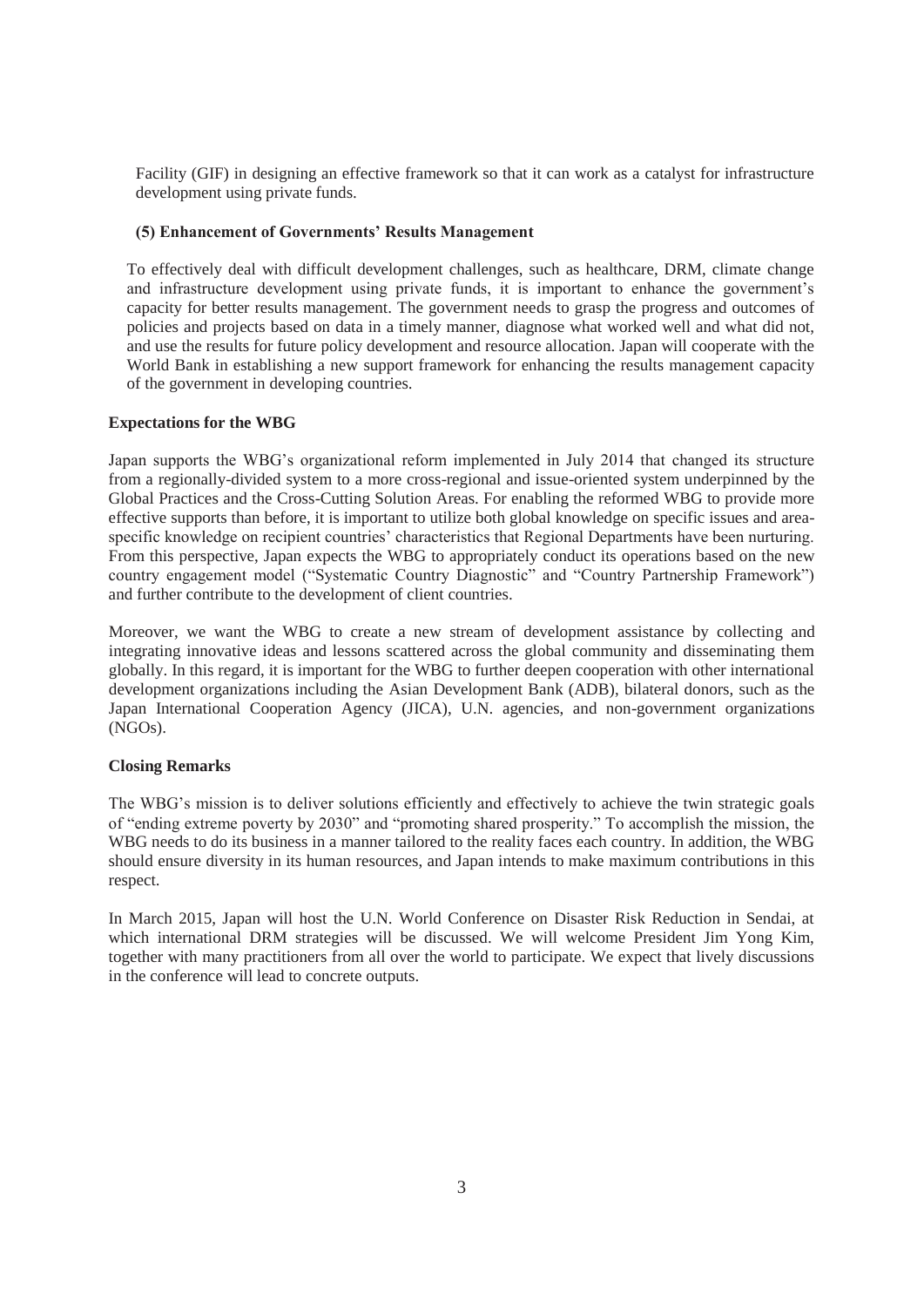Facility (GIF) in designing an effective framework so that it can work as a catalyst for infrastructure development using private funds.

**(5) Enhancement of Governments' Results Management**

To effectively deal with difficult development challenges, such as healthcare, DRM, climate change and infrastructure development using private funds, it is important to enhance the government's capacity for better results management. The government needs to grasp the progress and outcomes of policies and projects based on data in a timely manner, diagnose what worked well and what did not, and use the results for future policy development and resource allocation. Japan will cooperate with the World Bank in establishing a new support framework for enhancing the results management capacity of the government in developing countries.

**Expectations for the WBG**

Japan supports the WBG's organizational reform implemented in July 2014 that changed its structure from a regionally-divided system to a more cross-regional and issue-oriented system underpinned by the Global Practices and the Cross-Cutting Solution Areas. For enabling the reformed WBG to provide more effective supports than before, it is important to utilize both global knowledge on specific issues and area-specific knowledge on recipient countries' characteristics that Regional Departments have been nurturing. From this perspective, Japan expects the WBG to appropriately conduct its operations based on the new country engagement model ("Systematic Country Diagnostic" and "Country Partnership Framework") and further contribute to the development of client countries.

Moreover, we want the WBG to create a new stream of development assistance by collecting and integrating innovative ideas and lessons scattered across the global community and disseminating them globally. In this regard, it is important for the WBG to further deepen cooperation with other international development organizations including the Asian Development Bank (ADB), bilateral donors, such as the Japan International Cooperation Agency (JICA), U.N. agencies, and non-government organizations (NGOs).

**Closing Remarks**

The WBG's mission is to deliver solutions efficiently and effectively to achieve the twin strategic goals of "ending extreme poverty by 2030" and "promoting shared prosperity." To accomplish the mission, the WBG needs to do its business in a manner tailored to the reality faces each country. In addition, the WBG should ensure diversity in its human resources, and Japan intends to make maximum contributions in this respect.

In March 2015, Japan will host the U.N. World Conference on Disaster Risk Reduction in Sendai, at which international DRM strategies will be discussed. We will welcome President Jim Yong Kim, together with many practitioners from all over the world to participate. We expect that lively discussions in the conference will lead to concrete outputs.